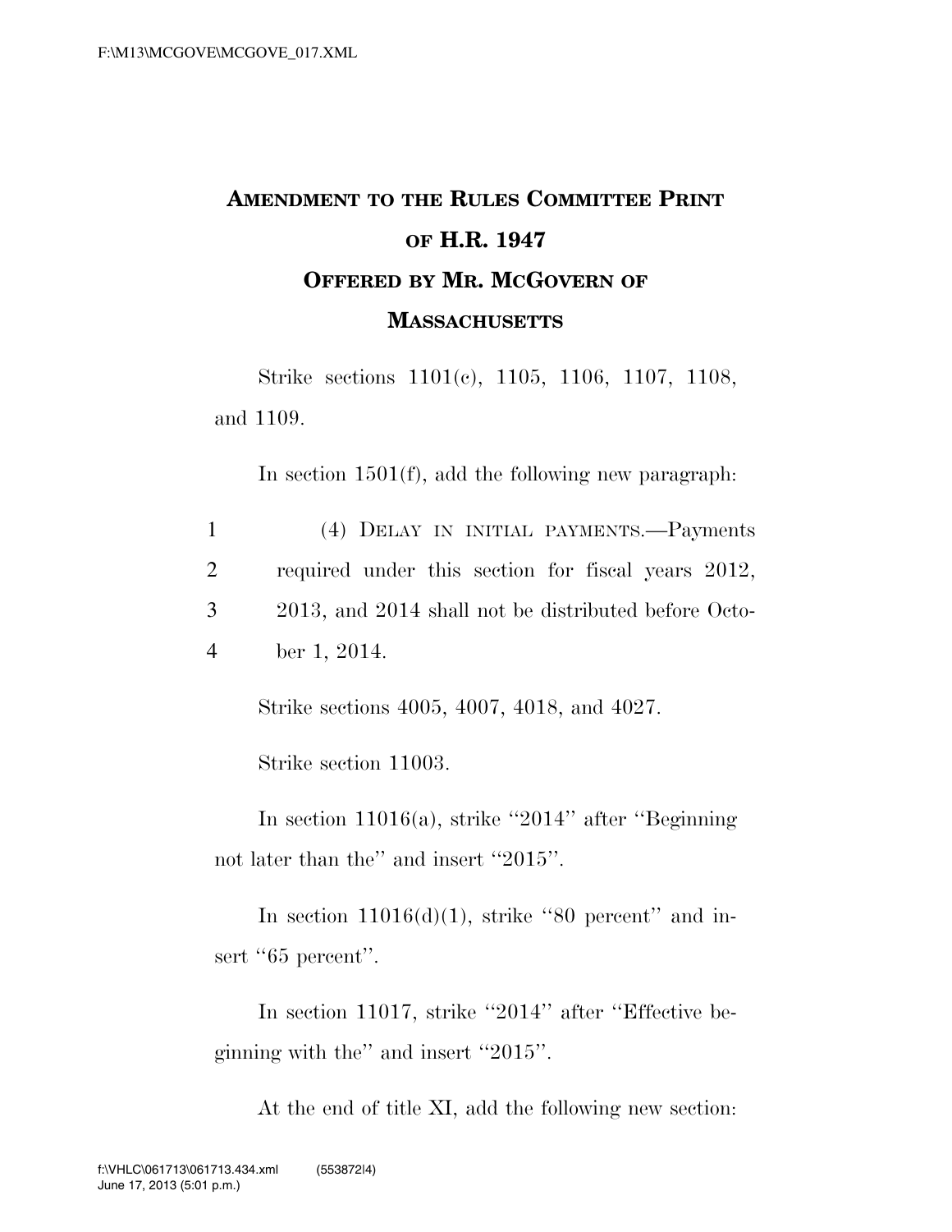# Amendment to the Rules Committee Print of H.R. 1947

## Offered by Mr. McGovern of Massachusetts

Strike sections 1101(c), 1105, 1106, 1107, 1108, and 1109.

In section 1501(f), add the following new paragraph:

(4) Delay in initial payments.—Payments required under this section for fiscal years 2012, 2013, and 2014 shall not be distributed before October 1, 2014.

Strike sections 4005, 4007, 4018, and 4027.

Strike section 11003.

In section 11016(a), strike "2014" after "Beginning not later than the" and insert "2015".

In section 11016(d)(1), strike "80 percent" and insert "65 percent".

In section 11017, strike "2014" after "Effective beginning with the" and insert "2015".

At the end of title XI, add the following new section: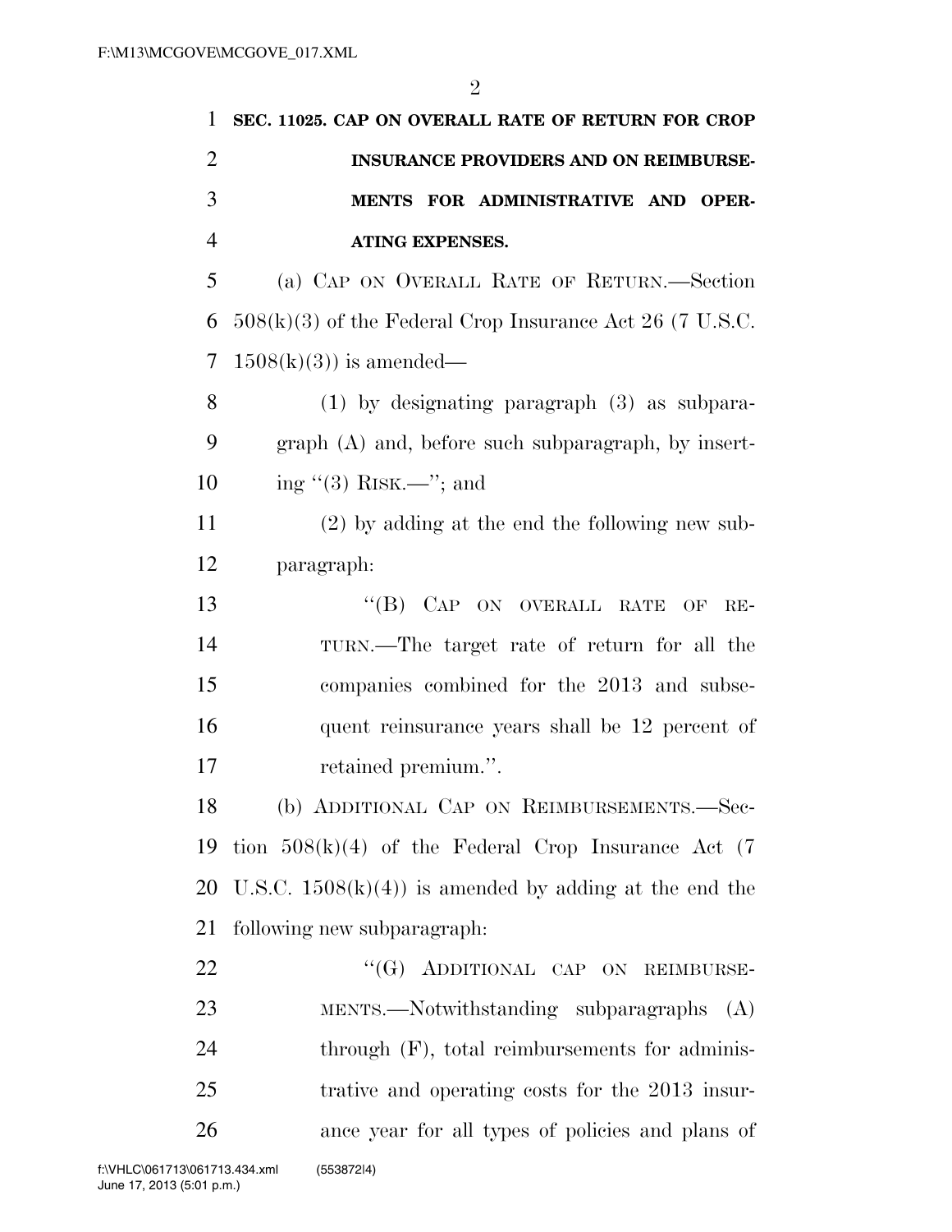**SEC. 11025. CAP ON OVERALL RATE OF RETURN FOR CROP INSURANCE PROVIDERS AND ON REIMBURSEMENTS FOR ADMINISTRATIVE AND OPERATING EXPENSES.**

(a) CAP ON OVERALL RATE OF RETURN.—Section 508(k)(3) of the Federal Crop Insurance Act 26 (7 U.S.C. 1508(k)(3)) is amended—

(1) by designating paragraph (3) as subparagraph (A) and, before such subparagraph, by inserting "(3) RISK.—"; and

(2) by adding at the end the following new subparagraph:

"(B) CAP ON OVERALL RATE OF RETURN.—The target rate of return for all the companies combined for the 2013 and subsequent reinsurance years shall be 12 percent of retained premium.".

(b) ADDITIONAL CAP ON REIMBURSEMENTS.—Section 508(k)(4) of the Federal Crop Insurance Act (7 U.S.C. 1508(k)(4)) is amended by adding at the end the following new subparagraph:

"(G) ADDITIONAL CAP ON REIMBURSEMENTS.—Notwithstanding subparagraphs (A) through (F), total reimbursements for administrative and operating costs for the 2013 insurance year for all types of policies and plans of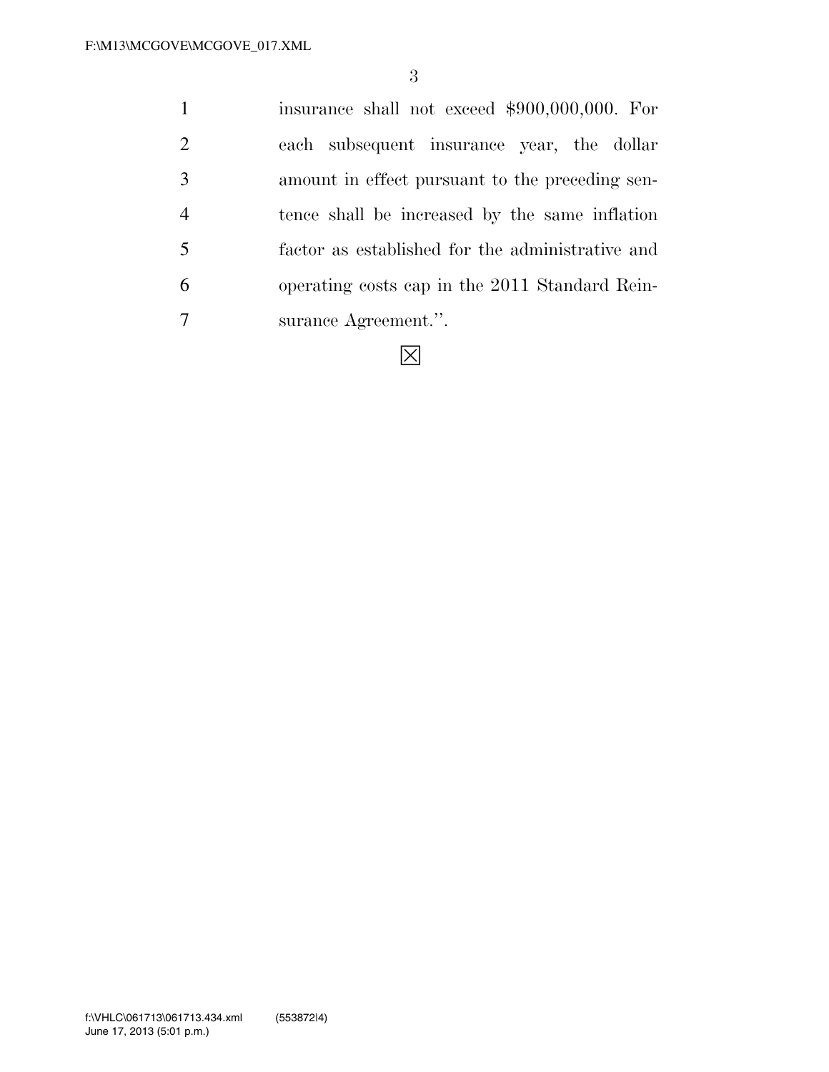insurance shall not exceed $900,000,000. For each subsequent insurance year, the dollar amount in effect pursuant to the preceding sentence shall be increased by the same inflation factor as established for the administrative and operating costs cap in the 2011 Standard Reinsurance Agreement.''.